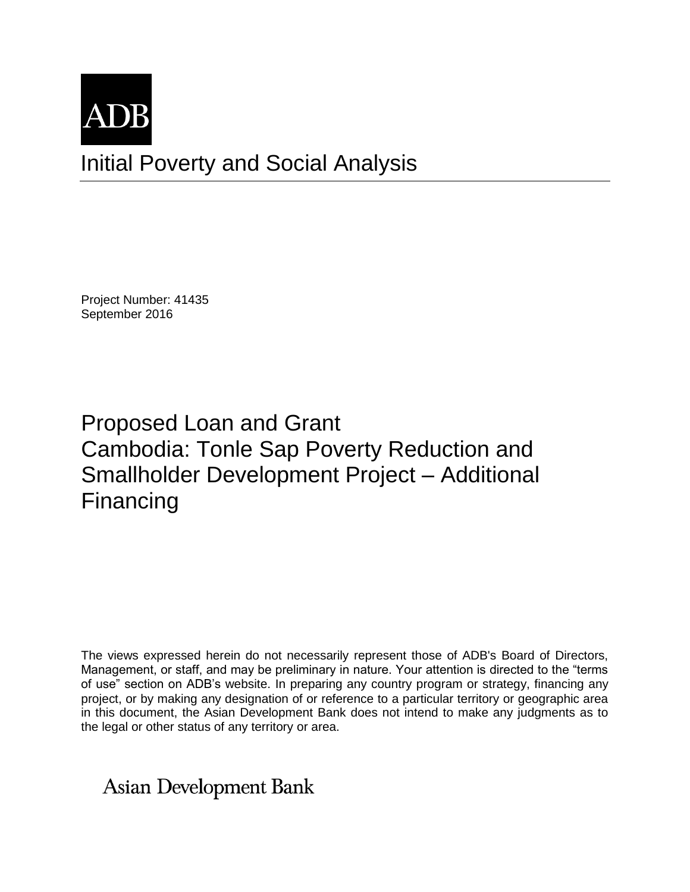ADB

# Initial Poverty and Social Analysis

Project Number: 41435
September 2016

# Proposed Loan and Grant
# Cambodia: Tonle Sap Poverty Reduction and Smallholder Development Project – Additional Financing

The views expressed herein do not necessarily represent those of ADB's Board of Directors, Management, or staff, and may be preliminary in nature. Your attention is directed to the "terms of use" section on ADB's website. In preparing any country program or strategy, financing any project, or by making any designation of or reference to a particular territory or geographic area in this document, the Asian Development Bank does not intend to make any judgments as to the legal or other status of any territory or area.

Asian Development Bank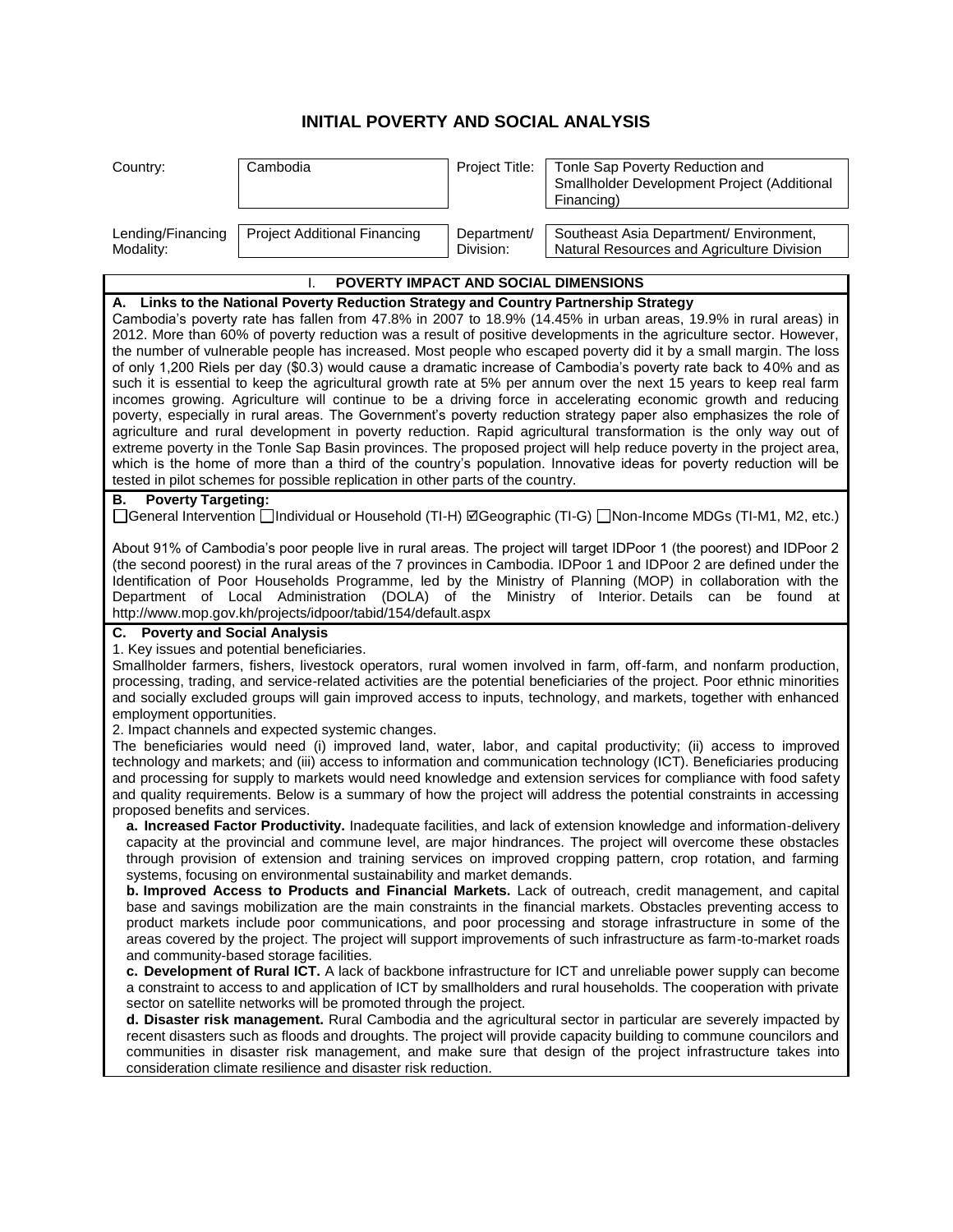# INITIAL POVERTY AND SOCIAL ANALYSIS

| Country: | Cambodia | Project Title: | Tonle Sap Poverty Reduction and Smallholder Development Project (Additional Financing) |
|---|---|---|---|
| Lending/Financing Modality: | Project Additional Financing | Department/ Division: | Southeast Asia Department/ Environment, Natural Resources and Agriculture Division |

## I. POVERTY IMPACT AND SOCIAL DIMENSIONS

**A. Links to the National Poverty Reduction Strategy and Country Partnership Strategy**

Cambodia's poverty rate has fallen from 47.8% in 2007 to 18.9% (14.45% in urban areas, 19.9% in rural areas) in 2012. More than 60% of poverty reduction was a result of positive developments in the agriculture sector. However, the number of vulnerable people has increased. Most people who escaped poverty did it by a small margin. The loss of only 1,200 Riels per day ($0.3) would cause a dramatic increase of Cambodia's poverty rate back to 40% and as such it is essential to keep the agricultural growth rate at 5% per annum over the next 15 years to keep real farm incomes growing. Agriculture will continue to be a driving force in accelerating economic growth and reducing poverty, especially in rural areas. The Government's poverty reduction strategy paper also emphasizes the role of agriculture and rural development in poverty reduction. Rapid agricultural transformation is the only way out of extreme poverty in the Tonle Sap Basin provinces. The proposed project will help reduce poverty in the project area, which is the home of more than a third of the country's population. Innovative ideas for poverty reduction will be tested in pilot schemes for possible replication in other parts of the country.

**B. Poverty Targeting:**

☐General Intervention ☐Individual or Household (TI-H) ☑Geographic (TI-G) ☐Non-Income MDGs (TI-M1, M2, etc.)

About 91% of Cambodia's poor people live in rural areas. The project will target IDPoor 1 (the poorest) and IDPoor 2 (the second poorest) in the rural areas of the 7 provinces in Cambodia. IDPoor 1 and IDPoor 2 are defined under the Identification of Poor Households Programme, led by the Ministry of Planning (MOP) in collaboration with the Department of Local Administration (DOLA) of the Ministry of Interior. Details can be found at http://www.mop.gov.kh/projects/idpoor/tabid/154/default.aspx

**C. Poverty and Social Analysis**

1. Key issues and potential beneficiaries.

Smallholder farmers, fishers, livestock operators, rural women involved in farm, off-farm, and nonfarm production, processing, trading, and service-related activities are the potential beneficiaries of the project. Poor ethnic minorities and socially excluded groups will gain improved access to inputs, technology, and markets, together with enhanced employment opportunities.

2. Impact channels and expected systemic changes.

The beneficiaries would need (i) improved land, water, labor, and capital productivity; (ii) access to improved technology and markets; and (iii) access to information and communication technology (ICT). Beneficiaries producing and processing for supply to markets would need knowledge and extension services for compliance with food safety and quality requirements. Below is a summary of how the project will address the potential constraints in accessing proposed benefits and services.

**a. Increased Factor Productivity.** Inadequate facilities, and lack of extension knowledge and information-delivery capacity at the provincial and commune level, are major hindrances. The project will overcome these obstacles through provision of extension and training services on improved cropping pattern, crop rotation, and farming systems, focusing on environmental sustainability and market demands.

**b. Improved Access to Products and Financial Markets.** Lack of outreach, credit management, and capital base and savings mobilization are the main constraints in the financial markets. Obstacles preventing access to product markets include poor communications, and poor processing and storage infrastructure in some of the areas covered by the project. The project will support improvements of such infrastructure as farm-to-market roads and community-based storage facilities.

**c. Development of Rural ICT.** A lack of backbone infrastructure for ICT and unreliable power supply can become a constraint to access to and application of ICT by smallholders and rural households. The cooperation with private sector on satellite networks will be promoted through the project.

**d. Disaster risk management.** Rural Cambodia and the agricultural sector in particular are severely impacted by recent disasters such as floods and droughts. The project will provide capacity building to commune councilors and communities in disaster risk management, and make sure that design of the project infrastructure takes into consideration climate resilience and disaster risk reduction.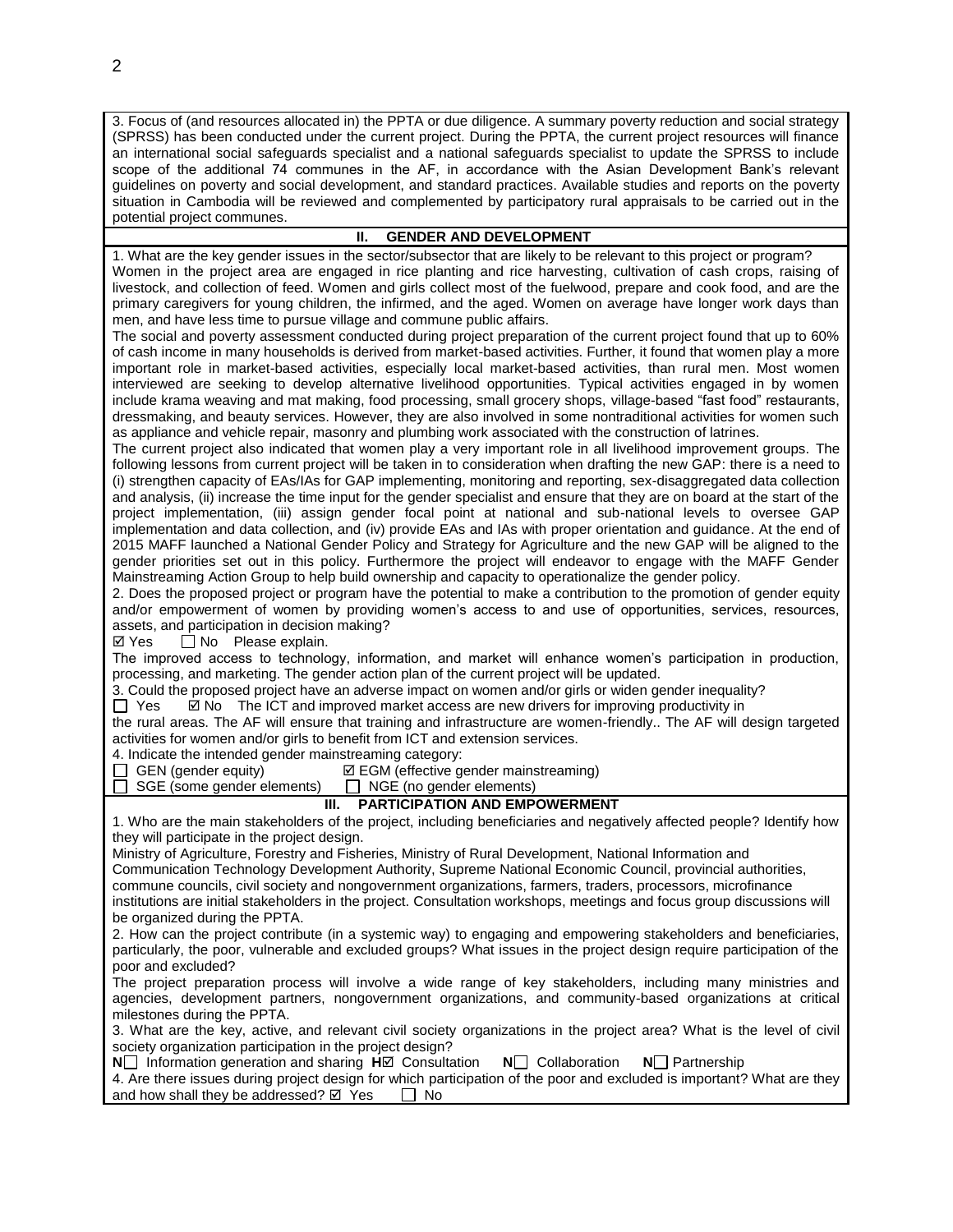3. Focus of (and resources allocated in) the PPTA or due diligence. A summary poverty reduction and social strategy (SPRSS) has been conducted under the current project. During the PPTA, the current project resources will finance an international social safeguards specialist and a national safeguards specialist to update the SPRSS to include scope of the additional 74 communes in the AF, in accordance with the Asian Development Bank's relevant guidelines on poverty and social development, and standard practices. Available studies and reports on the poverty situation in Cambodia will be reviewed and complemented by participatory rural appraisals to be carried out in the potential project communes.

## II. GENDER AND DEVELOPMENT

1. What are the key gender issues in the sector/subsector that are likely to be relevant to this project or program?

Women in the project area are engaged in rice planting and rice harvesting, cultivation of cash crops, raising of livestock, and collection of feed. Women and girls collect most of the fuelwood, prepare and cook food, and are the primary caregivers for young children, the infirmed, and the aged. Women on average have longer work days than men, and have less time to pursue village and commune public affairs.

The social and poverty assessment conducted during project preparation of the current project found that up to 60% of cash income in many households is derived from market-based activities. Further, it found that women play a more important role in market-based activities, especially local market-based activities, than rural men. Most women interviewed are seeking to develop alternative livelihood opportunities. Typical activities engaged in by women include krama weaving and mat making, food processing, small grocery shops, village-based "fast food" restaurants, dressmaking, and beauty services. However, they are also involved in some nontraditional activities for women such as appliance and vehicle repair, masonry and plumbing work associated with the construction of latrines.

The current project also indicated that women play a very important role in all livelihood improvement groups. The following lessons from current project will be taken in to consideration when drafting the new GAP: there is a need to (i) strengthen capacity of EAs/IAs for GAP implementing, monitoring and reporting, sex-disaggregated data collection and analysis, (ii) increase the time input for the gender specialist and ensure that they are on board at the start of the project implementation, (iii) assign gender focal point at national and sub-national levels to oversee GAP implementation and data collection, and (iv) provide EAs and IAs with proper orientation and guidance. At the end of 2015 MAFF launched a National Gender Policy and Strategy for Agriculture and the new GAP will be aligned to the gender priorities set out in this policy. Furthermore the project will endeavor to engage with the MAFF Gender Mainstreaming Action Group to help build ownership and capacity to operationalize the gender policy.

2. Does the proposed project or program have the potential to make a contribution to the promotion of gender equity and/or empowerment of women by providing women's access to and use of opportunities, services, resources, assets, and participation in decision making?

☑ Yes ☐ No Please explain.

The improved access to technology, information, and market will enhance women's participation in production, processing, and marketing. The gender action plan of the current project will be updated.

3. Could the proposed project have an adverse impact on women and/or girls or widen gender inequality?

☐ Yes ☑ No The ICT and improved market access are new drivers for improving productivity in the rural areas. The AF will ensure that training and infrastructure are women-friendly.. The AF will design targeted activities for women and/or girls to benefit from ICT and extension services.

4. Indicate the intended gender mainstreaming category:

☐ GEN (gender equity) ☑ EGM (effective gender mainstreaming)
☐ SGE (some gender elements) ☐ NGE (no gender elements)

## III. PARTICIPATION AND EMPOWERMENT

1. Who are the main stakeholders of the project, including beneficiaries and negatively affected people? Identify how they will participate in the project design.

Ministry of Agriculture, Forestry and Fisheries, Ministry of Rural Development, National Information and Communication Technology Development Authority, Supreme National Economic Council, provincial authorities, commune councils, civil society and nongovernment organizations, farmers, traders, processors, microfinance institutions are initial stakeholders in the project. Consultation workshops, meetings and focus group discussions will be organized during the PPTA.

2. How can the project contribute (in a systemic way) to engaging and empowering stakeholders and beneficiaries, particularly, the poor, vulnerable and excluded groups? What issues in the project design require participation of the poor and excluded?

The project preparation process will involve a wide range of key stakeholders, including many ministries and agencies, development partners, nongovernment organizations, and community-based organizations at critical milestones during the PPTA.

3. What are the key, active, and relevant civil society organizations in the project area? What is the level of civil society organization participation in the project design?

**N**☐ Information generation and sharing **H**☑ Consultation **N**☐ Collaboration **N**☐ Partnership

4. Are there issues during project design for which participation of the poor and excluded is important? What are they and how shall they be addressed? ☑ Yes ☐ No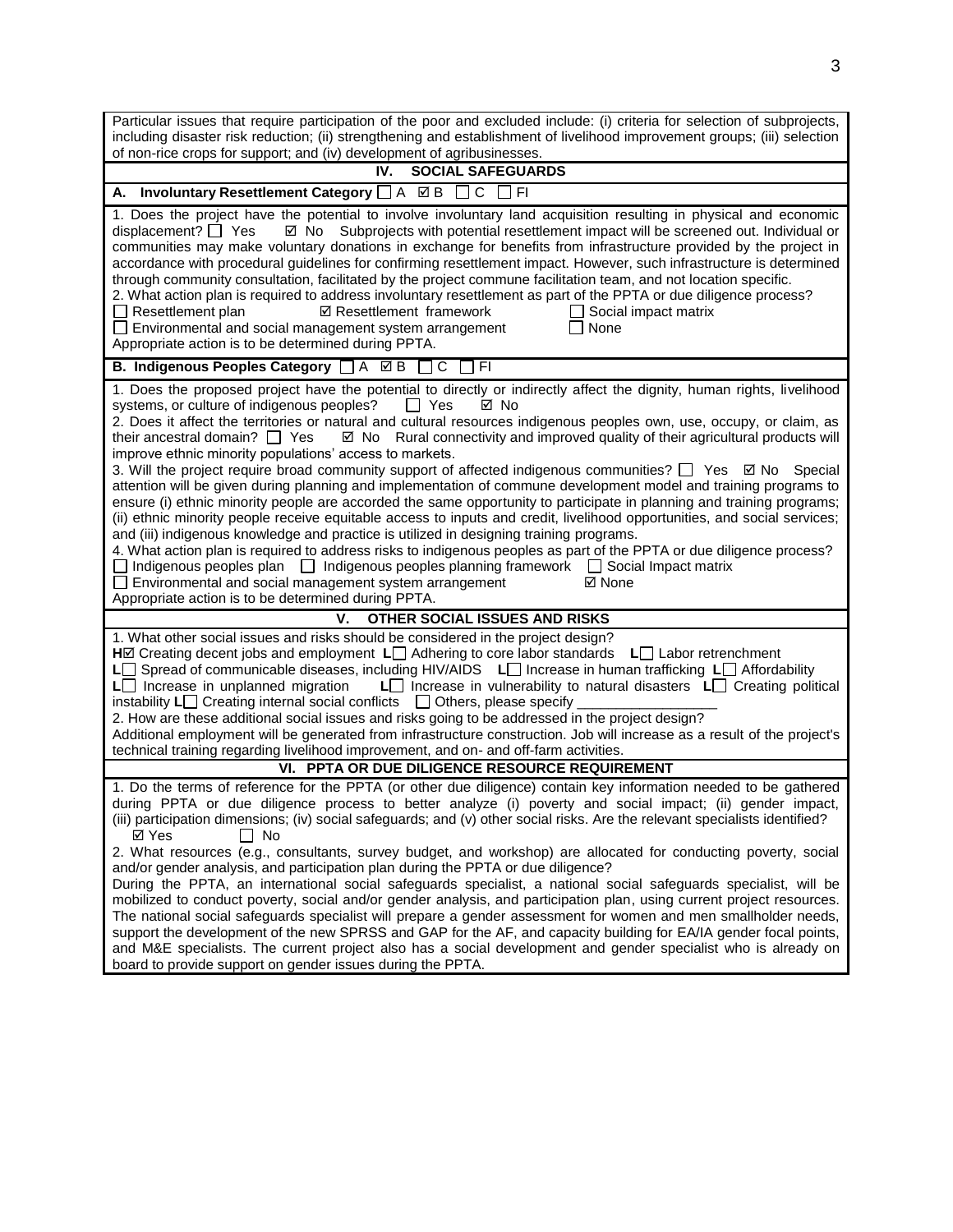Particular issues that require participation of the poor and excluded include: (i) criteria for selection of subprojects, including disaster risk reduction; (ii) strengthening and establishment of livelihood improvement groups; (iii) selection of non-rice crops for support; and (iv) development of agribusinesses.

## IV. SOCIAL SAFEGUARDS

**A. Involuntary Resettlement Category** ☐ A ☑ B ☐ C ☐ FI

1. Does the project have the potential to involve involuntary land acquisition resulting in physical and economic displacement? ☐ Yes ☑ No Subprojects with potential resettlement impact will be screened out. Individual or communities may make voluntary donations in exchange for benefits from infrastructure provided by the project in accordance with procedural guidelines for confirming resettlement impact. However, such infrastructure is determined through community consultation, facilitated by the project commune facilitation team, and not location specific.
2. What action plan is required to address involuntary resettlement as part of the PPTA or due diligence process?
☐ Resettlement plan ☑ Resettlement framework ☐ Social impact matrix
☐ Environmental and social management system arrangement ☐ None
Appropriate action is to be determined during PPTA.

**B. Indigenous Peoples Category** ☐ A ☑ B ☐ C ☐ FI

1. Does the proposed project have the potential to directly or indirectly affect the dignity, human rights, livelihood systems, or culture of indigenous peoples? ☐ Yes ☑ No
2. Does it affect the territories or natural and cultural resources indigenous peoples own, use, occupy, or claim, as their ancestral domain? ☐ Yes ☑ No Rural connectivity and improved quality of their agricultural products will improve ethnic minority populations' access to markets.
3. Will the project require broad community support of affected indigenous communities? ☐ Yes ☑ No Special attention will be given during planning and implementation of commune development model and training programs to ensure (i) ethnic minority people are accorded the same opportunity to participate in planning and training programs; (ii) ethnic minority people receive equitable access to inputs and credit, livelihood opportunities, and social services; and (iii) indigenous knowledge and practice is utilized in designing training programs.
4. What action plan is required to address risks to indigenous peoples as part of the PPTA or due diligence process?
☐ Indigenous peoples plan ☐ Indigenous peoples planning framework ☐ Social Impact matrix
☐ Environmental and social management system arrangement ☑ None
Appropriate action is to be determined during PPTA.

## V. OTHER SOCIAL ISSUES AND RISKS

1. What other social issues and risks should be considered in the project design?
**H**☑ Creating decent jobs and employment **L**☐ Adhering to core labor standards **L**☐ Labor retrenchment
**L**☐ Spread of communicable diseases, including HIV/AIDS **L**☐ Increase in human trafficking **L**☐ Affordability
**L**☐ Increase in unplanned migration **L**☐ Increase in vulnerability to natural disasters **L**☐ Creating political instability **L**☐ Creating internal social conflicts ☐ Others, please specify __________________
2. How are these additional social issues and risks going to be addressed in the project design?
Additional employment will be generated from infrastructure construction. Job will increase as a result of the project's technical training regarding livelihood improvement, and on- and off-farm activities.

## VI. PPTA OR DUE DILIGENCE RESOURCE REQUIREMENT

1. Do the terms of reference for the PPTA (or other due diligence) contain key information needed to be gathered during PPTA or due diligence process to better analyze (i) poverty and social impact; (ii) gender impact, (iii) participation dimensions; (iv) social safeguards; and (v) other social risks. Are the relevant specialists identified?
☑ Yes ☐ No
2. What resources (e.g., consultants, survey budget, and workshop) are allocated for conducting poverty, social and/or gender analysis, and participation plan during the PPTA or due diligence?
During the PPTA, an international social safeguards specialist, a national social safeguards specialist, will be mobilized to conduct poverty, social and/or gender analysis, and participation plan, using current project resources. The national social safeguards specialist will prepare a gender assessment for women and men smallholder needs, support the development of the new SPRSS and GAP for the AF, and capacity building for EA/IA gender focal points, and M&E specialists. The current project also has a social development and gender specialist who is already on board to provide support on gender issues during the PPTA.